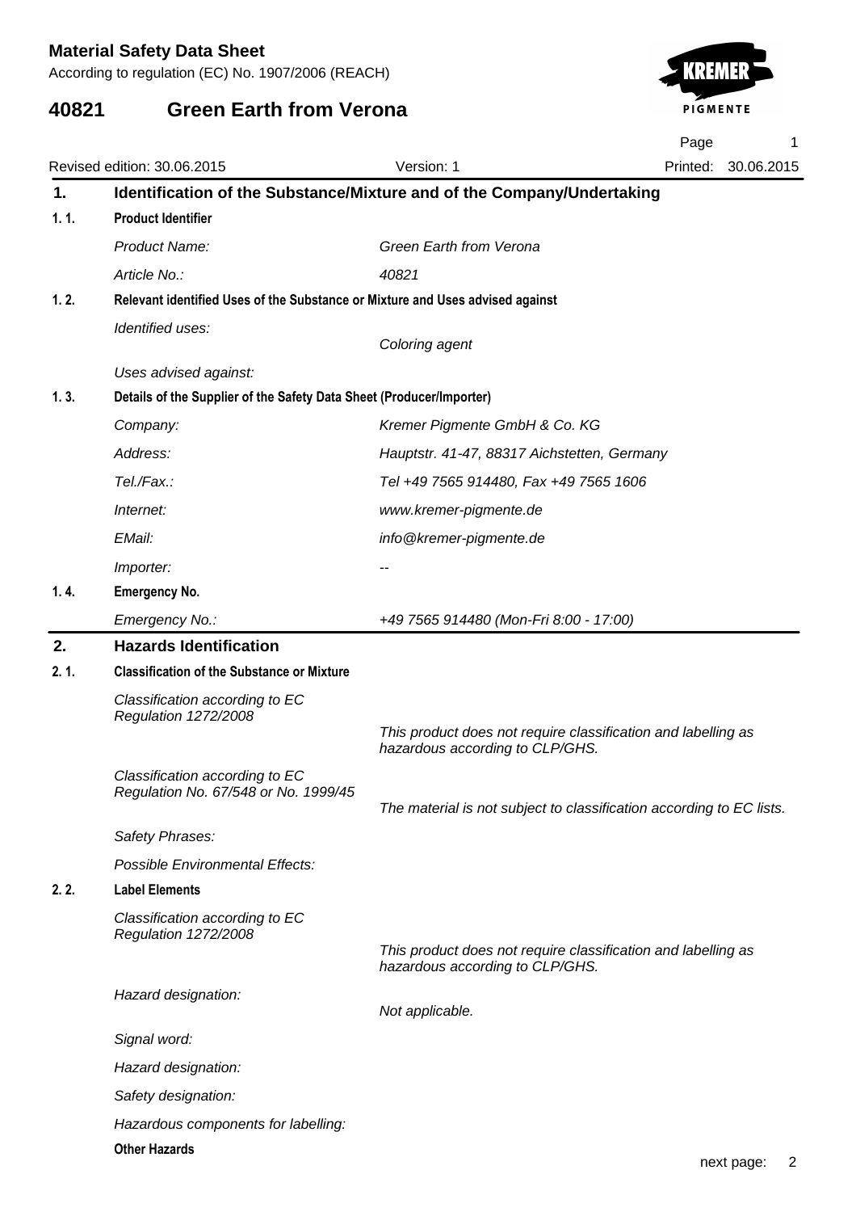# Material Safety Data Sheet

According to regulation (EC) No. 1907/2006 (REACH)

# 40821 Green Earth from Verona

Revised edition: 30.06.2015 | Version: 1 | Printed: 30.06.2015

## 1. Identification of the Substance/Mixture and of the Company/Undertaking

### 1. 1. Product Identifier

| | |
|---|---|
| *Product Name:* | *Green Earth from Verona* |
| *Article No.:* | *40821* |

### 1. 2. Relevant identified Uses of the Substance or Mixture and Uses advised against

| | |
|---|---|
| *Identified uses:* | *Coloring agent* |
| *Uses advised against:* | |

### 1. 3. Details of the Supplier of the Safety Data Sheet (Producer/Importer)

| | |
|---|---|
| *Company:* | *Kremer Pigmente GmbH & Co. KG* |
| *Address:* | *Hauptstr. 41-47, 88317 Aichstetten, Germany* |
| *Tel./Fax.:* | *Tel +49 7565 914480, Fax +49 7565 1606* |
| *Internet:* | *www.kremer-pigmente.de* |
| *EMail:* | *info@kremer-pigmente.de* |
| *Importer:* | *--* |

### 1. 4. Emergency No.

| | |
|---|---|
| *Emergency No.:* | *+49 7565 914480 (Mon-Fri 8:00 - 17:00)* |

## 2. Hazards Identification

### 2. 1. Classification of the Substance or Mixture

| | |
|---|---|
| *Classification according to EC Regulation 1272/2008* | *This product does not require classification and labelling as hazardous according to CLP/GHS.* |
| *Classification according to EC Regulation No. 67/548 or No. 1999/45* | *The material is not subject to classification according to EC lists.* |
| *Safety Phrases:* | |
| *Possible Environmental Effects:* | |

### 2. 2. Label Elements

| | |
|---|---|
| *Classification according to EC Regulation 1272/2008* | *This product does not require classification and labelling as hazardous according to CLP/GHS.* |
| *Hazard designation:* | *Not applicable.* |
| *Signal word:* | |
| *Hazard designation:* | |
| *Safety designation:* | |
| *Hazardous components for labelling:* | |

**Other Hazards**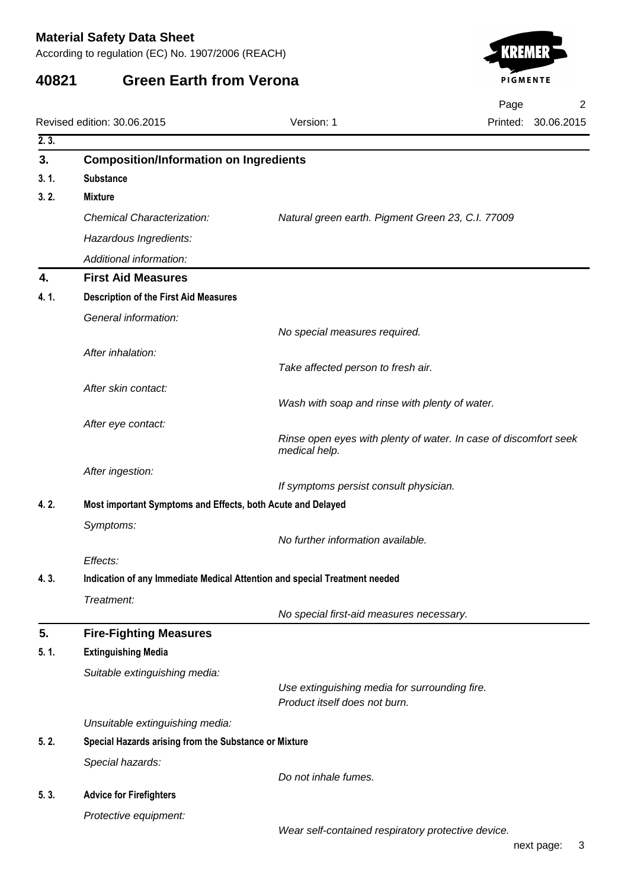**2. 3.**

## 3. Composition/Information on Ingredients

**3. 1. Substance**

**3. 2. Mixture**

*Chemical Characterization:* *Natural green earth. Pigment Green 23, C.I. 77009*

*Hazardous Ingredients:*

*Additional information:*

## 4. First Aid Measures

**4. 1. Description of the First Aid Measures**

*General information:*
*No special measures required.*

*After inhalation:*
*Take affected person to fresh air.*

*After skin contact:*
*Wash with soap and rinse with plenty of water.*

*After eye contact:*
*Rinse open eyes with plenty of water. In case of discomfort seek medical help.*

*After ingestion:*
*If symptoms persist consult physician.*

**4. 2. Most important Symptoms and Effects, both Acute and Delayed**

*Symptoms:*
*No further information available.*

*Effects:*

**4. 3. Indication of any Immediate Medical Attention and special Treatment needed**

*Treatment:*
*No special first-aid measures necessary.*

## 5. Fire-Fighting Measures

**5. 1. Extinguishing Media**

*Suitable extinguishing media:*
*Use extinguishing media for surrounding fire.*
*Product itself does not burn.*

*Unsuitable extinguishing media:*

**5. 2. Special Hazards arising from the Substance or Mixture**

*Special hazards:*
*Do not inhale fumes.*

**5. 3. Advice for Firefighters**

*Protective equipment:*
*Wear self-contained respiratory protective device.*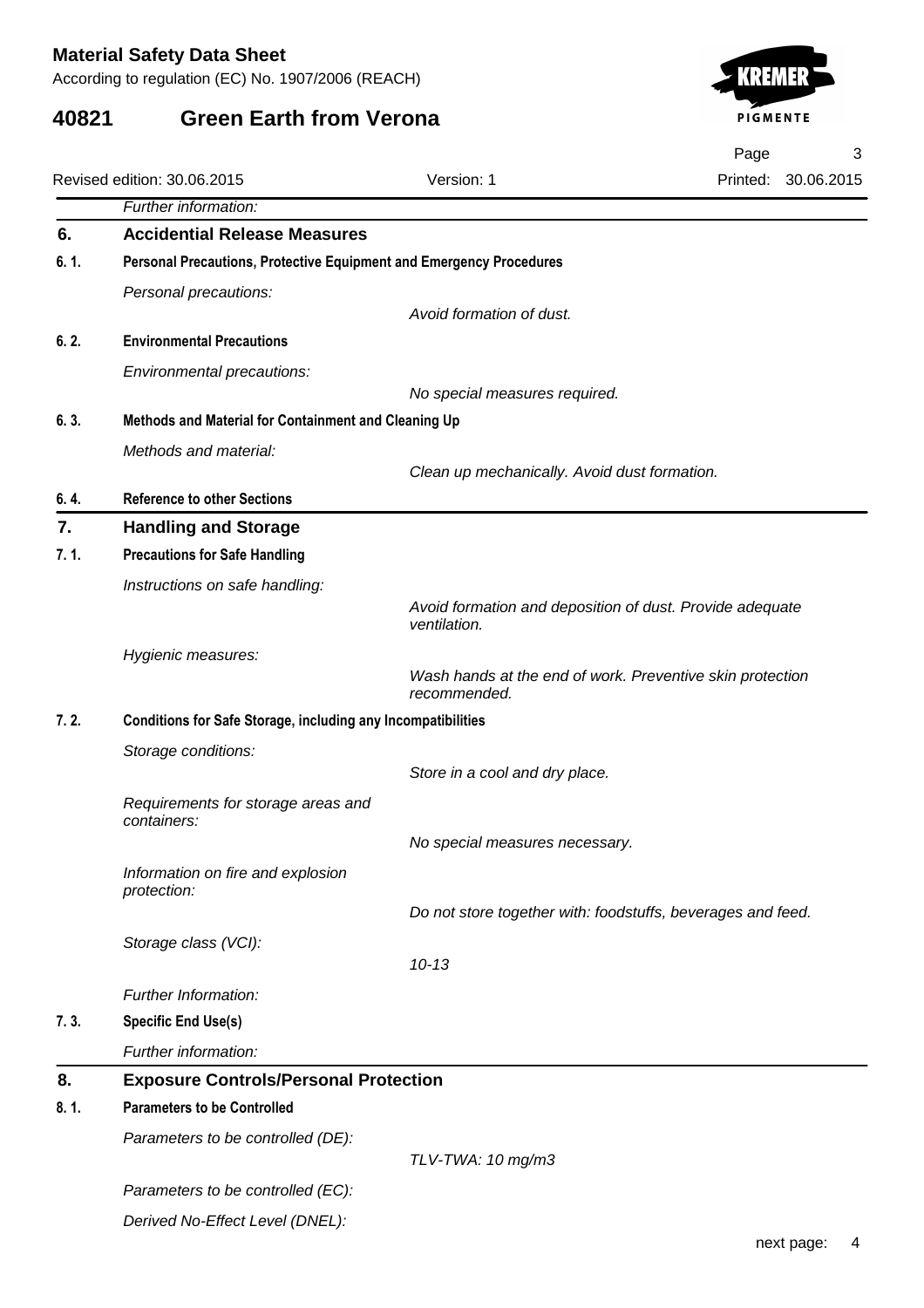*Further information:*

## 6. Accidential Release Measures

### 6. 1. Personal Precautions, Protective Equipment and Emergency Procedures

*Personal precautions:*

*Avoid formation of dust.*

### 6. 2. Environmental Precautions

*Environmental precautions:*

*No special measures required.*

### 6. 3. Methods and Material for Containment and Cleaning Up

*Methods and material:*

*Clean up mechanically. Avoid dust formation.*

### 6. 4. Reference to other Sections

## 7. Handling and Storage

### 7. 1. Precautions for Safe Handling

*Instructions on safe handling:*

*Avoid formation and deposition of dust. Provide adequate ventilation.*

*Hygienic measures:*

*Wash hands at the end of work. Preventive skin protection recommended.*

### 7. 2. Conditions for Safe Storage, including any Incompatibilities

*Storage conditions:*

*Store in a cool and dry place.*

*Requirements for storage areas and containers:*

*No special measures necessary.*

*Information on fire and explosion protection:*

*Do not store together with: foodstuffs, beverages and feed.*

*Storage class (VCI):*

*10-13*

*Further Information:*

### 7. 3. Specific End Use(s)

*Further information:*

## 8. Exposure Controls/Personal Protection

### 8. 1. Parameters to be Controlled

*Parameters to be controlled (DE):*

*TLV-TWA: 10 mg/m3*

*Parameters to be controlled (EC):*

*Derived No-Effect Level (DNEL):*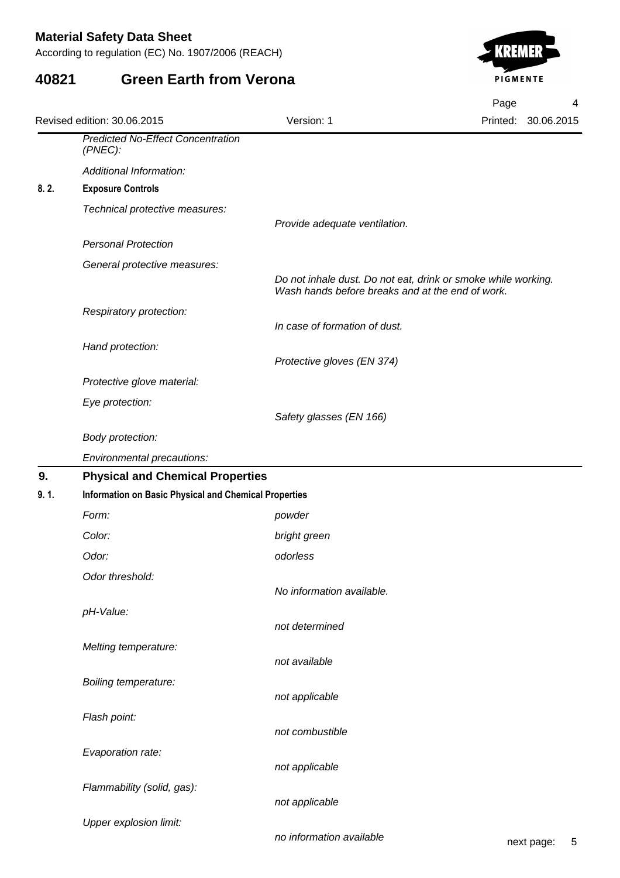*Predicted No-Effect Concentration (PNEC):*

*Additional Information:*

### 8. 2. Exposure Controls

*Technical protective measures:*
*Provide adequate ventilation.*

*Personal Protection*

*General protective measures:*
*Do not inhale dust. Do not eat, drink or smoke while working. Wash hands before breaks and at the end of work.*

*Respiratory protection:*
*In case of formation of dust.*

*Hand protection:*
*Protective gloves (EN 374)*

*Protective glove material:*

*Eye protection:*
*Safety glasses (EN 166)*

*Body protection:*

*Environmental precautions:*

## 9. Physical and Chemical Properties

### 9. 1. Information on Basic Physical and Chemical Properties

| | |
|---|---|
| *Form:* | *powder* |
| *Color:* | *bright green* |
| *Odor:* | *odorless* |
| *Odor threshold:* | *No information available.* |
| *pH-Value:* | *not determined* |
| *Melting temperature:* | *not available* |
| *Boiling temperature:* | *not applicable* |
| *Flash point:* | *not combustible* |
| *Evaporation rate:* | *not applicable* |
| *Flammability (solid, gas):* | *not applicable* |
| *Upper explosion limit:* | *no information available* |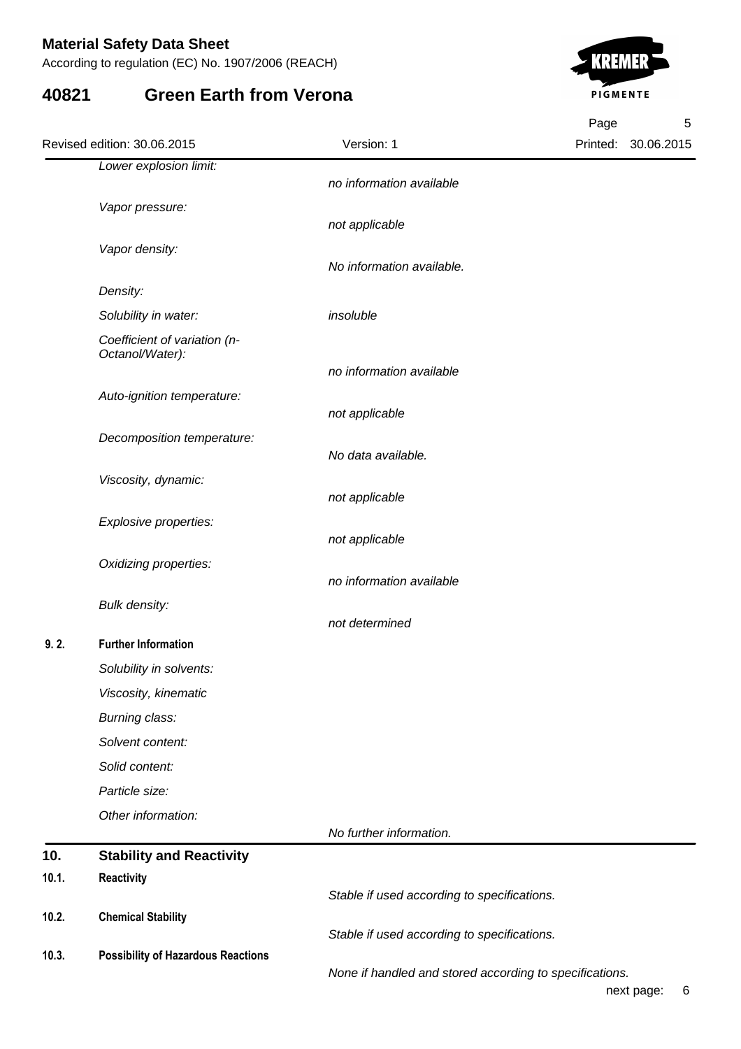| | |
|---|---|
| *Lower explosion limit:* | *no information available* |
| *Vapor pressure:* | *not applicable* |
| *Vapor density:* | *No information available.* |
| *Density:* | |
| *Solubility in water:* | *insoluble* |
| *Coefficient of variation (n-Octanol/Water):* | *no information available* |
| *Auto-ignition temperature:* | *not applicable* |
| *Decomposition temperature:* | *No data available.* |
| *Viscosity, dynamic:* | *not applicable* |
| *Explosive properties:* | *not applicable* |
| *Oxidizing properties:* | *no information available* |
| *Bulk density:* | *not determined* |

### 9. 2. Further Information

| | |
|---|---|
| *Solubility in solvents:* | |
| *Viscosity, kinematic* | |
| *Burning class:* | |
| *Solvent content:* | |
| *Solid content:* | |
| *Particle size:* | |
| *Other information:* | *No further information.* |

## 10. Stability and Reactivity

### 10.1. Reactivity

*Stable if used according to specifications.*

### 10.2. Chemical Stability

*Stable if used according to specifications.*

### 10.3. Possibility of Hazardous Reactions

*None if handled and stored according to specifications.*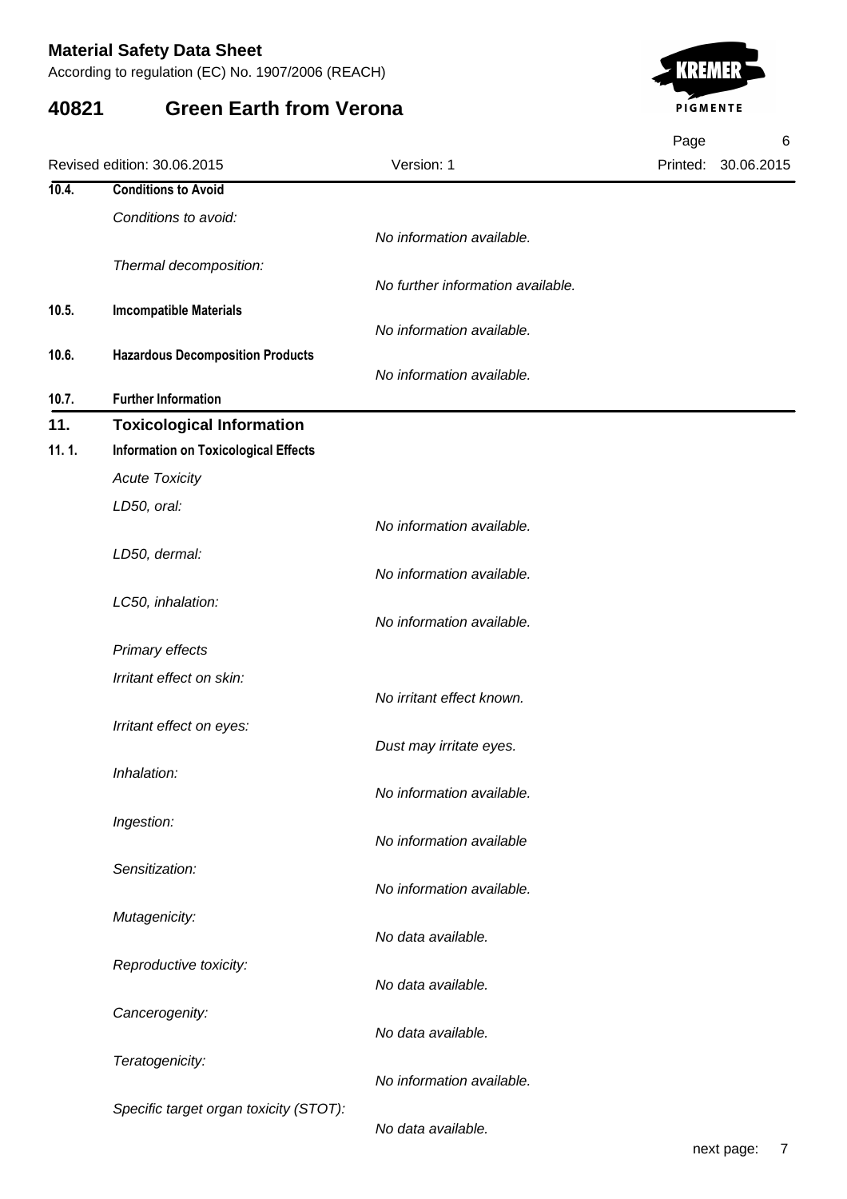### 10.4. Conditions to Avoid

*Conditions to avoid:*

*No information available.*

*Thermal decomposition:*

*No further information available.*

### 10.5. Imcompatible Materials

*No information available.*

### 10.6. Hazardous Decomposition Products

*No information available.*

### 10.7. Further Information

## 11. Toxicological Information

### 11. 1. Information on Toxicological Effects

*Acute Toxicity*

*LD50, oral:*

*No information available.*

*LD50, dermal:*

*No information available.*

*LC50, inhalation:*

*No information available.*

*Primary effects*

*Irritant effect on skin:*

*No irritant effect known.*

*Irritant effect on eyes:*

*Dust may irritate eyes.*

*Inhalation:*

*No information available.*

*Ingestion:*

*No information available*

*Sensitization:*

*No information available.*

*Mutagenicity:*

*No data available.*

*Reproductive toxicity:*

*No data available.*

*Cancerogenity:*

*No data available.*

*Teratogenicity:*

*No information available.*

*Specific target organ toxicity (STOT):*

*No data available.*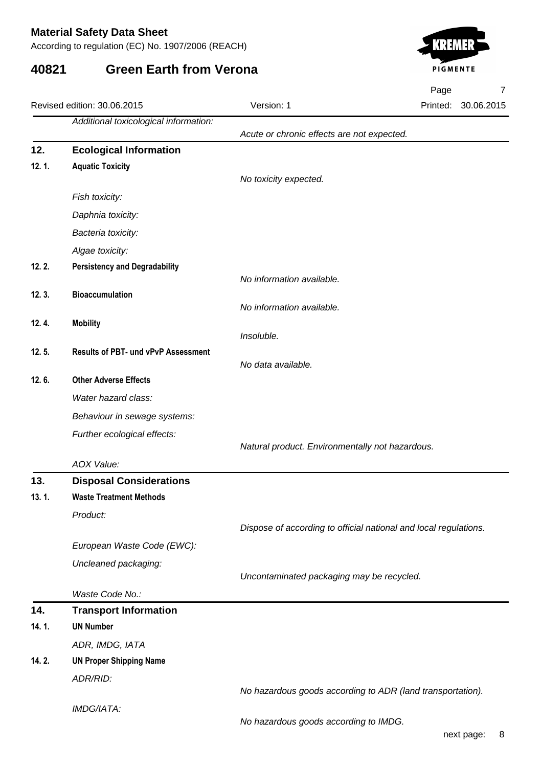*Additional toxicological information:*

*Acute or chronic effects are not expected.*

## 12. Ecological Information

### 12. 1. Aquatic Toxicity

*No toxicity expected.*

*Fish toxicity:*

*Daphnia toxicity:*

*Bacteria toxicity:*

*Algae toxicity:*

### 12. 2. Persistency and Degradability

*No information available.*

### 12. 3. Bioaccumulation

*No information available.*

### 12. 4. Mobility

*Insoluble.*

### 12. 5. Results of PBT- und vPvP Assessment

*No data available.*

### 12. 6. Other Adverse Effects

*Water hazard class:*

*Behaviour in sewage systems:*

*Further ecological effects:*

*Natural product. Environmentally not hazardous.*

*AOX Value:*

## 13. Disposal Considerations

### 13. 1. Waste Treatment Methods

*Product:*

*Dispose of according to official national and local regulations.*

*European Waste Code (EWC):*

*Uncleaned packaging:*

*Uncontaminated packaging may be recycled.*

*Waste Code No.:*

## 14. Transport Information

### 14. 1. UN Number

*ADR, IMDG, IATA*

### 14. 2. UN Proper Shipping Name

*ADR/RID:*

*No hazardous goods according to ADR (land transportation).*

*IMDG/IATA:*

*No hazardous goods according to IMDG.*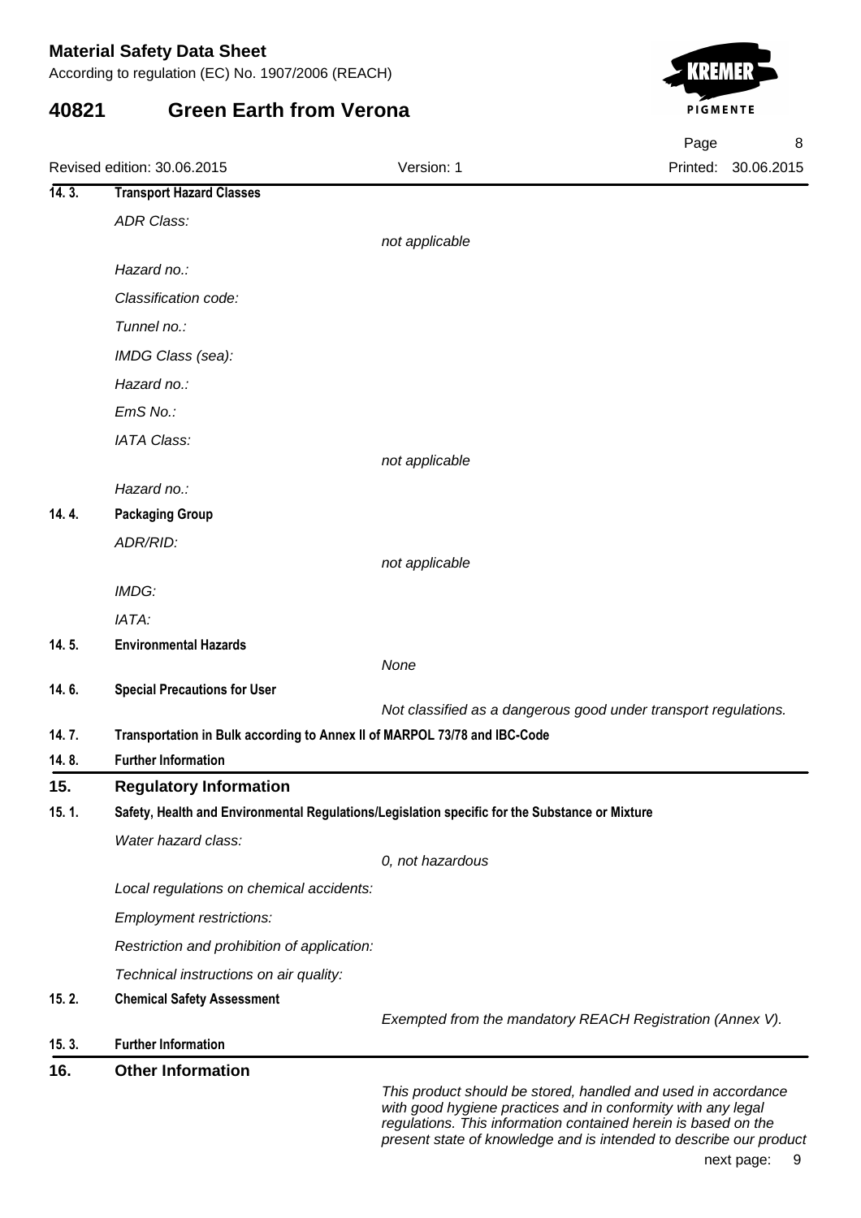### 14. 3. Transport Hazard Classes

*ADR Class:*

*not applicable*

*Hazard no.:*

*Classification code:*

*Tunnel no.:*

*IMDG Class (sea):*

*Hazard no.:*

*EmS No.:*

*IATA Class:*

*not applicable*

*Hazard no.:*

### 14. 4. Packaging Group

*ADR/RID:*

*not applicable*

*IMDG:*

*IATA:*

### 14. 5. Environmental Hazards

*None*

### 14. 6. Special Precautions for User

*Not classified as a dangerous good under transport regulations.*

### 14. 7. Transportation in Bulk according to Annex II of MARPOL 73/78 and IBC-Code

### 14. 8. Further Information

## 15. Regulatory Information

### 15. 1. Safety, Health and Environmental Regulations/Legislation specific for the Substance or Mixture

*Water hazard class:*

*0, not hazardous*

*Local regulations on chemical accidents:*

*Employment restrictions:*

*Restriction and prohibition of application:*

*Technical instructions on air quality:*

### 15. 2. Chemical Safety Assessment

*Exempted from the mandatory REACH Registration (Annex V).*

### 15. 3. Further Information

## 16. Other Information

*This product should be stored, handled and used in accordance with good hygiene practices and in conformity with any legal regulations. This information contained herein is based on the present state of knowledge and is intended to describe our product*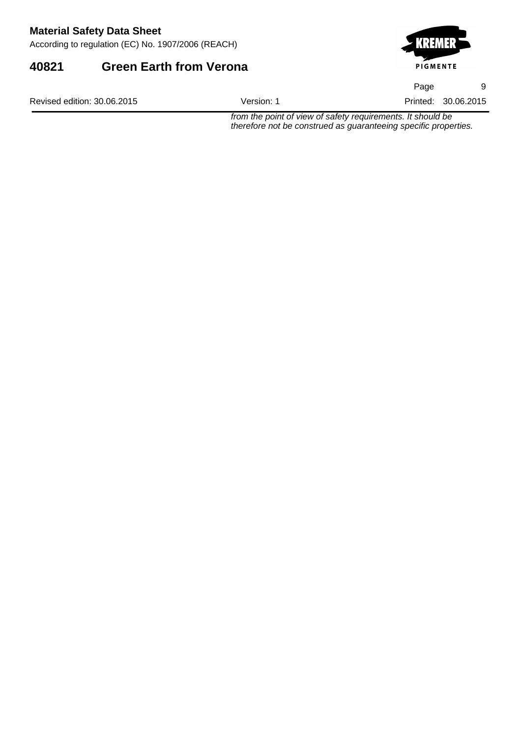*from the point of view of safety requirements. It should be therefore not be construed as guaranteeing specific properties.*